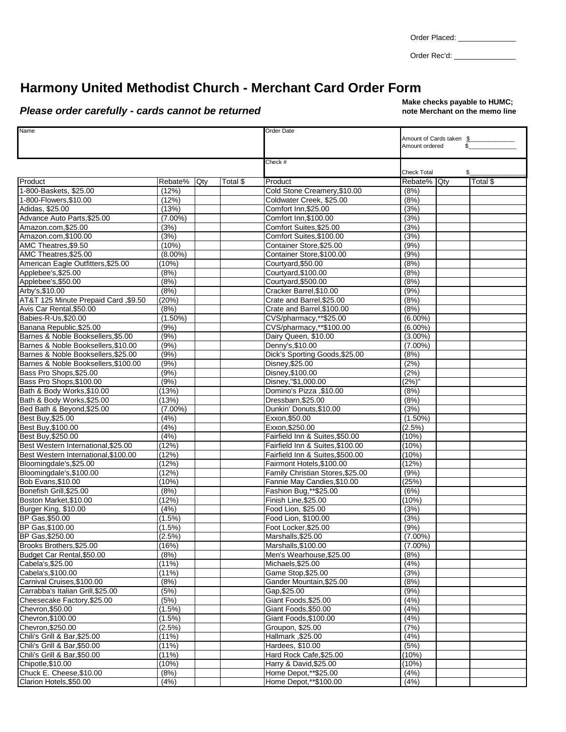Order Placed: ______________

Order Rec'd: _______________

# Harmony United Methodist Church - Merchant Card Order Form

***Please order carefully - cards cannot be returned***

**Make checks payable to HUMC; note Merchant on the memo line**

| Name | | | | Order Date | Amount of Cards taken $______________ Amount ordered $______________ | | |
|---|---|---|---|---|---|---|---|
| | | | | Check # | Check Total $________________ | | |
| Product | Rebate% | Qty | Total $ | Product | Rebate% | Qty | Total $ |
| 1-800-Baskets, $25.00 | (12%) | | | Cold Stone Creamery,$10.00 | (8%) | | |
| 1-800-Flowers,$10.00 | (12%) | | | Coldwater Creek, $25.00 | (8%) | | |
| Adidas, $25.00 | (13%) | | | Comfort Inn,$25.00 | (3%) | | |
| Advance Auto Parts,$25.00 | (7.00%) | | | Comfort Inn,$100.00 | (3%) | | |
| Amazon.com,$25.00 | (3%) | | | Comfort Suites,$25.00 | (3%) | | |
| Amazon.com,$100.00 | (3%) | | | Comfort Suites,$100.00 | (3%) | | |
| AMC Theatres,$9.50 | (10%) | | | Container Store,$25.00 | (9%) | | |
| AMC Theatres,$25.00 | (8.00%) | | | Container Store,$100.00 | (9%) | | |
| American Eagle Outfitters,$25.00 | (10%) | | | Courtyard,$50.00 | (8%) | | |
| Applebee's,$25.00 | (8%) | | | Courtyard,$100.00 | (8%) | | |
| Applebee's,$50.00 | (8%) | | | Courtyard,$500.00 | (8%) | | |
| Arby's,$10.00 | (8%) | | | Cracker Barrel,$10.00 | (9%) | | |
| AT&T 125 Minute Prepaid Card ,$9.50 | (20%) | | | Crate and Barrel,$25.00 | (8%) | | |
| Avis Car Rental,$50.00 | (8%) | | | Crate and Barrel,$100.00 | (8%) | | |
| Babies-R-Us,$20.00 | (1.50%) | | | CVS/pharmacy,**$25.00 | (6.00%) | | |
| Banana Republic,$25.00 | (9%) | | | CVS/pharmacy,**$100.00 | (6.00%) | | |
| Barnes & Noble Booksellers,$5.00 | (9%) | | | Dairy Queen, $10.00 | (3.00%) | | |
| Barnes & Noble Booksellers,$10.00 | (9%) | | | Denny's,$10.00 | (7.00%) | | |
| Barnes & Noble Booksellers,$25.00 | (9%) | | | Dick's Sporting Goods,$25.00 | (8%) | | |
| Barnes & Noble Booksellers,$100.00 | (9%) | | | Disney,$25.00 | (2%) | | |
| Bass Pro Shops,$25.00 | (9%) | | | Disney,$100.00 | (2%) | | |
| Bass Pro Shops,$100.00 | (9%) | | | Disney,"$1,000.00 | (2%)" | | |
| Bath & Body Works,$10.00 | (13%) | | | Domino's Pizza ,$10.00 | (8%) | | |
| Bath & Body Works,$25.00 | (13%) | | | Dressbarn,$25.00 | (8%) | | |
| Bed Bath & Beyond,$25.00 | (7.00%) | | | Dunkin' Donuts,$10.00 | (3%) | | |
| Best Buy,$25.00 | (4%) | | | Exxon,$50.00 | (1.50%) | | |
| Best Buy,$100.00 | (4%) | | | Exxon,$250.00 | (2.5%) | | |
| Best Buy,$250.00 | (4%) | | | Fairfield Inn & Suites,$50.00 | (10%) | | |
| Best Western International,$25.00 | (12%) | | | Fairfield Inn & Suites,$100.00 | (10%) | | |
| Best Western International,$100.00 | (12%) | | | Fairfield Inn & Suites,$500.00 | (10%) | | |
| Bloomingdale's,$25.00 | (12%) | | | Fairmont Hotels,$100.00 | (12%) | | |
| Bloomingdale's,$100.00 | (12%) | | | Family Christian Stores,$25.00 | (9%) | | |
| Bob Evans,$10.00 | (10%) | | | Fannie May Candies,$10.00 | (25%) | | |
| Bonefish Grill,$25.00 | (8%) | | | Fashion Bug,**$25.00 | (6%) | | |
| Boston Market,$10.00 | (12%) | | | Finish Line,$25.00 | (10%) | | |
| Burger King, $10.00 | (4%) | | | Food Lion, $25.00 | (3%) | | |
| BP Gas,$50.00 | (1.5%) | | | Food Lion, $100.00 | (3%) | | |
| BP Gas,$100.00 | (1.5%) | | | Foot Locker,$25.00 | (9%) | | |
| BP Gas,$250.00 | (2.5%) | | | Marshalls,$25.00 | (7.00%) | | |
| Brooks Brothers,$25.00 | (16%) | | | Marshalls,$100.00 | (7.00%) | | |
| Budget Car Rental,$50.00 | (8%) | | | Men's Wearhouse,$25.00 | (8%) | | |
| Cabela's,$25.00 | (11%) | | | Michaels,$25.00 | (4%) | | |
| Cabela's,$100.00 | (11%) | | | Game Stop,$25.00 | (3%) | | |
| Carnival Cruises,$100.00 | (8%) | | | Gander Mountain,$25.00 | (8%) | | |
| Carrabba's Italian Grill,$25.00 | (5%) | | | Gap,$25.00 | (9%) | | |
| Cheesecake Factory,$25.00 | (5%) | | | Giant Foods,$25.00 | (4%) | | |
| Chevron,$50.00 | (1.5%) | | | Giant Foods,$50.00 | (4%) | | |
| Chevron,$100.00 | (1.5%) | | | Giant Foods,$100.00 | (4%) | | |
| Chevron,$250.00 | (2.5%) | | | Groupon, $25.00 | (7%) | | |
| Chili's Grill & Bar,$25.00 | (11%) | | | Hallmark ,$25.00 | (4%) | | |
| Chili's Grill & Bar,$50.00 | (11%) | | | Hardees, $10.00 | (5%) | | |
| Chili's Grill & Bar,$50.00 | (11%) | | | Hard Rock Cafe,$25.00 | (10%) | | |
| Chipotle,$10.00 | (10%) | | | Harry & David,$25.00 | (10%) | | |
| Chuck E. Cheese,$10.00 | (8%) | | | Home Depot,**$25.00 | (4%) | | |
| Clarion Hotels,$50.00 | (4%) | | | Home Depot,**$100.00 | (4%) | | |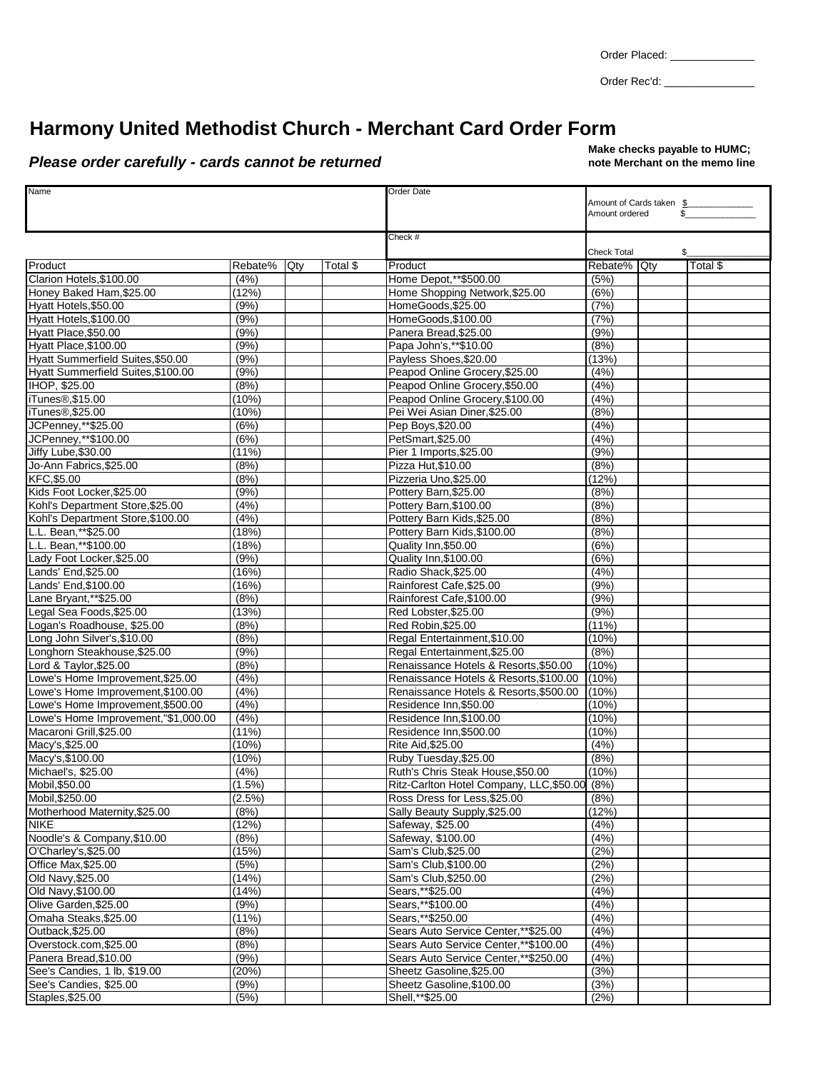Order Placed: ______________

Order Rec'd: _______________

# Harmony United Methodist Church - Merchant Card Order Form

***Please order carefully - cards cannot be returned***

**Make checks payable to HUMC; note Merchant on the memo line**

| Name | | | | Order Date | Amount of Cards taken $______________ Amount ordered $______________ | | |
|---|---|---|---|---|---|---|---|
| | | | | Check # | Check Total $________________ | | |
| Product | Rebate% | Qty | Total $ | Product | Rebate% | Qty | Total $ |
| Clarion Hotels,$100.00 | (4%) | | | Home Depot,**$500.00 | (5%) | | |
| Honey Baked Ham,$25.00 | (12%) | | | Home Shopping Network,$25.00 | (6%) | | |
| Hyatt Hotels,$50.00 | (9%) | | | HomeGoods,$25.00 | (7%) | | |
| Hyatt Hotels,$100.00 | (9%) | | | HomeGoods,$100.00 | (7%) | | |
| Hyatt Place,$50.00 | (9%) | | | Panera Bread,$25.00 | (9%) | | |
| Hyatt Place,$100.00 | (9%) | | | Papa John's,**$10.00 | (8%) | | |
| Hyatt Summerfield Suites,$50.00 | (9%) | | | Payless Shoes,$20.00 | (13%) | | |
| Hyatt Summerfield Suites,$100.00 | (9%) | | | Peapod Online Grocery,$25.00 | (4%) | | |
| IHOP, $25.00 | (8%) | | | Peapod Online Grocery,$50.00 | (4%) | | |
| iTunes®,$15.00 | (10%) | | | Peapod Online Grocery,$100.00 | (4%) | | |
| iTunes®,$25.00 | (10%) | | | Pei Wei Asian Diner,$25.00 | (8%) | | |
| JCPenney,**$25.00 | (6%) | | | Pep Boys,$20.00 | (4%) | | |
| JCPenney,**$100.00 | (6%) | | | PetSmart,$25.00 | (4%) | | |
| Jiffy Lube,$30.00 | (11%) | | | Pier 1 Imports,$25.00 | (9%) | | |
| Jo-Ann Fabrics,$25.00 | (8%) | | | Pizza Hut,$10.00 | (8%) | | |
| KFC,$5.00 | (8%) | | | Pizzeria Uno,$25.00 | (12%) | | |
| Kids Foot Locker,$25.00 | (9%) | | | Pottery Barn,$25.00 | (8%) | | |
| Kohl's Department Store,$25.00 | (4%) | | | Pottery Barn,$100.00 | (8%) | | |
| Kohl's Department Store,$100.00 | (4%) | | | Pottery Barn Kids,$25.00 | (8%) | | |
| L.L. Bean,**$25.00 | (18%) | | | Pottery Barn Kids,$100.00 | (8%) | | |
| L.L. Bean,**$100.00 | (18%) | | | Quality Inn,$50.00 | (6%) | | |
| Lady Foot Locker,$25.00 | (9%) | | | Quality Inn,$100.00 | (6%) | | |
| Lands' End,$25.00 | (16%) | | | Radio Shack,$25.00 | (4%) | | |
| Lands' End,$100.00 | (16%) | | | Rainforest Cafe,$25.00 | (9%) | | |
| Lane Bryant,**$25.00 | (8%) | | | Rainforest Cafe,$100.00 | (9%) | | |
| Legal Sea Foods,$25.00 | (13%) | | | Red Lobster,$25.00 | (9%) | | |
| Logan's Roadhouse, $25.00 | (8%) | | | Red Robin,$25.00 | (11%) | | |
| Long John Silver's,$10.00 | (8%) | | | Regal Entertainment,$10.00 | (10%) | | |
| Longhorn Steakhouse,$25.00 | (9%) | | | Regal Entertainment,$25.00 | (8%) | | |
| Lord & Taylor,$25.00 | (8%) | | | Renaissance Hotels & Resorts,$50.00 | (10%) | | |
| Lowe's Home Improvement,$25.00 | (4%) | | | Renaissance Hotels & Resorts,$100.00 | (10%) | | |
| Lowe's Home Improvement,$100.00 | (4%) | | | Renaissance Hotels & Resorts,$500.00 | (10%) | | |
| Lowe's Home Improvement,$500.00 | (4%) | | | Residence Inn,$50.00 | (10%) | | |
| Lowe's Home Improvement,"$1,000.00 | (4%) | | | Residence Inn,$100.00 | (10%) | | |
| Macaroni Grill,$25.00 | (11%) | | | Residence Inn,$500.00 | (10%) | | |
| Macy's,$25.00 | (10%) | | | Rite Aid,$25.00 | (4%) | | |
| Macy's,$100.00 | (10%) | | | Ruby Tuesday,$25.00 | (8%) | | |
| Michael's, $25.00 | (4%) | | | Ruth's Chris Steak House,$50.00 | (10%) | | |
| Mobil,$50.00 | (1.5%) | | | Ritz-Carlton Hotel Company, LLC,$50.00 | (8%) | | |
| Mobil,$250.00 | (2.5%) | | | Ross Dress for Less,$25.00 | (8%) | | |
| Motherhood Maternity,$25.00 | (8%) | | | Sally Beauty Supply,$25.00 | (12%) | | |
| NIKE | (12%) | | | Safeway, $25.00 | (4%) | | |
| Noodle's & Company,$10.00 | (8%) | | | Safeway, $100.00 | (4%) | | |
| O'Charley's,$25.00 | (15%) | | | Sam's Club,$25.00 | (2%) | | |
| Office Max,$25.00 | (5%) | | | Sam's Club,$100.00 | (2%) | | |
| Old Navy,$25.00 | (14%) | | | Sam's Club,$250.00 | (2%) | | |
| Old Navy,$100.00 | (14%) | | | Sears,**$25.00 | (4%) | | |
| Olive Garden,$25.00 | (9%) | | | Sears,**$100.00 | (4%) | | |
| Omaha Steaks,$25.00 | (11%) | | | Sears,**$250.00 | (4%) | | |
| Outback,$25.00 | (8%) | | | Sears Auto Service Center,**$25.00 | (4%) | | |
| Overstock.com,$25.00 | (8%) | | | Sears Auto Service Center,**$100.00 | (4%) | | |
| Panera Bread,$10.00 | (9%) | | | Sears Auto Service Center,**$250.00 | (4%) | | |
| See's Candies, 1 lb, $19.00 | (20%) | | | Sheetz Gasoline,$25.00 | (3%) | | |
| See's Candies, $25.00 | (9%) | | | Sheetz Gasoline,$100.00 | (3%) | | |
| Staples,$25.00 | (5%) | | | Shell,**$25.00 | (2%) | | |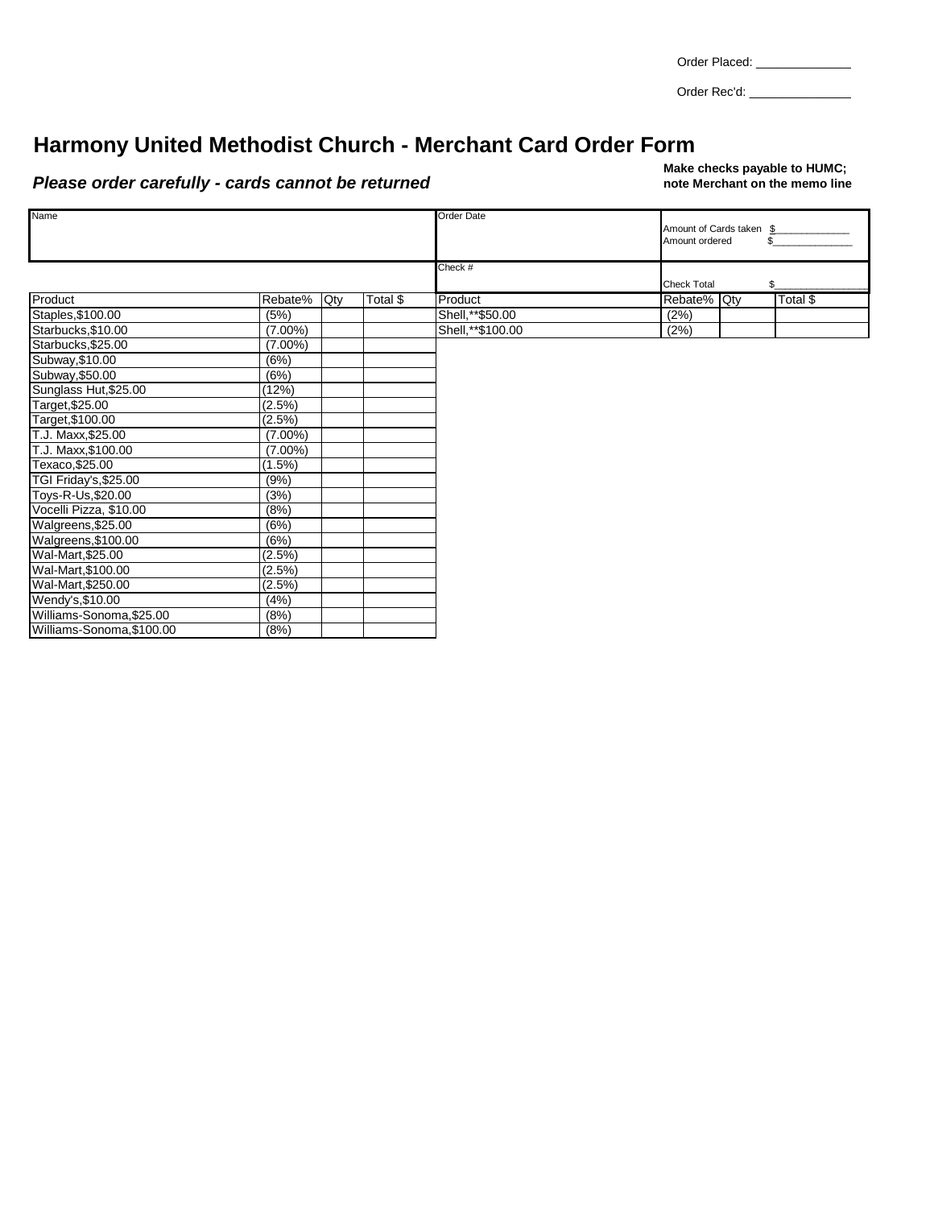Order Placed: _____________

Order Rec'd: ______________

# Harmony United Methodist Church - Merchant Card Order Form

***Please order carefully - cards cannot be returned***

**Make checks payable to HUMC; note Merchant on the memo line**

| Name | Order Date | Amount of Cards taken $_____________ Amount ordered $_____________ |
|---|---|---|
| | Check # | Check Total $_______________ |

| Product | Rebate% | Qty | Total $ |
|---|---|---|---|
| Staples,$100.00 | (5%) | | |
| Starbucks,$10.00 | (7.00%) | | |
| Starbucks,$25.00 | (7.00%) | | |
| Subway,$10.00 | (6%) | | |
| Subway,$50.00 | (6%) | | |
| Sunglass Hut,$25.00 | (12%) | | |
| Target,$25.00 | (2.5%) | | |
| Target,$100.00 | (2.5%) | | |
| T.J. Maxx,$25.00 | (7.00%) | | |
| T.J. Maxx,$100.00 | (7.00%) | | |
| Texaco,$25.00 | (1.5%) | | |
| TGI Friday's,$25.00 | (9%) | | |
| Toys-R-Us,$20.00 | (3%) | | |
| Vocelli Pizza, $10.00 | (8%) | | |
| Walgreens,$25.00 | (6%) | | |
| Walgreens,$100.00 | (6%) | | |
| Wal-Mart,$25.00 | (2.5%) | | |
| Wal-Mart,$100.00 | (2.5%) | | |
| Wal-Mart,$250.00 | (2.5%) | | |
| Wendy's,$10.00 | (4%) | | |
| Williams-Sonoma,$25.00 | (8%) | | |
| Williams-Sonoma,$100.00 | (8%) | | |

| Product | Rebate% | Qty | Total $ |
|---|---|---|---|
| Shell,**$50.00 | (2%) | | |
| Shell,**$100.00 | (2%) | | |